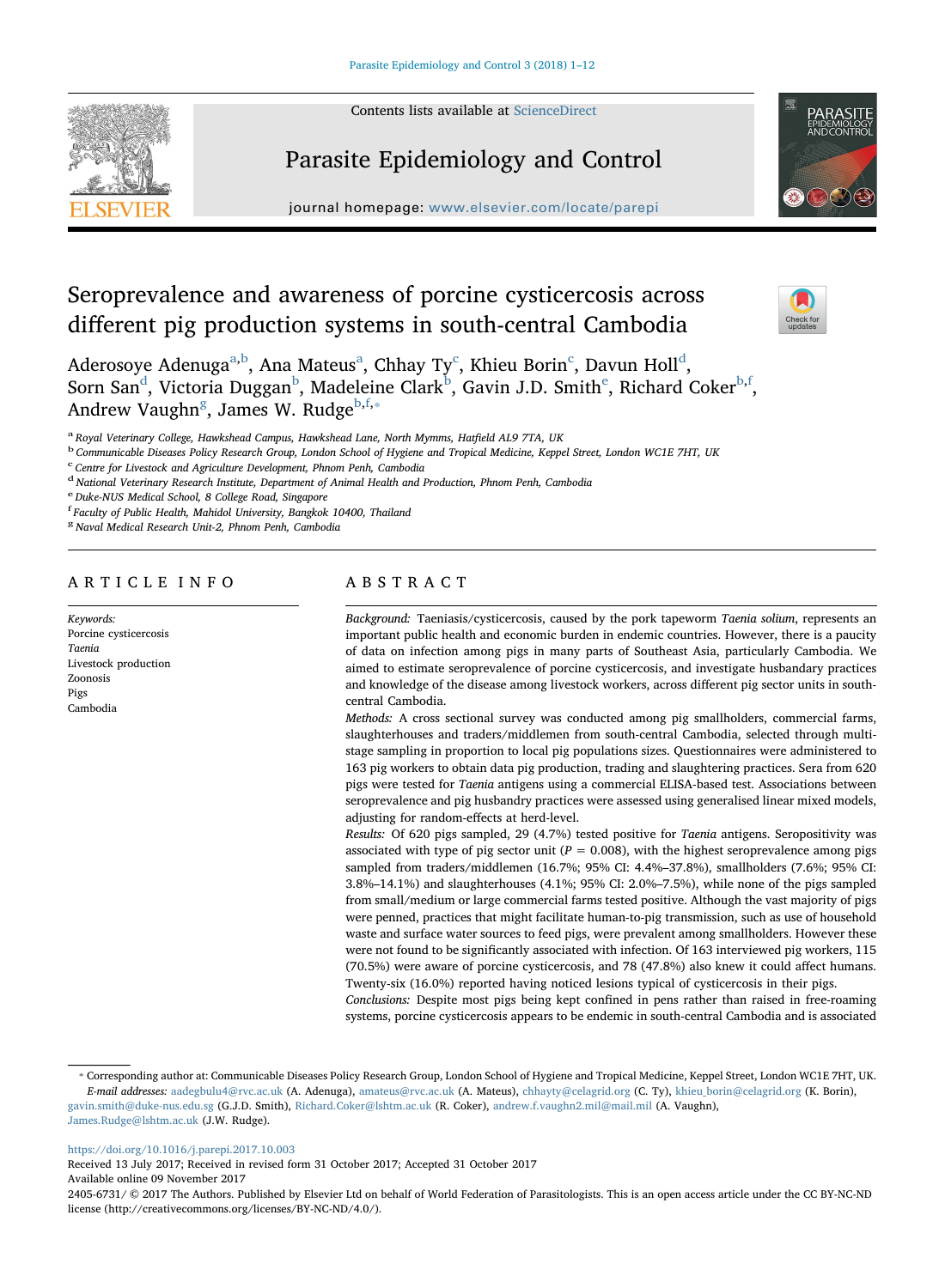# Seroprevalence and awareness of porcine cysticercosis across different pig production systems in south-central Cambodia

Aderosoye Adenuga[a,b], Ana Mateus[a], Chhay Ty[c], Khieu Borin[c], Davun Holl[d], Sorn San[d], Victoria Duggan[b], Madeleine Clark[b], Gavin J.D. Smith[e], Richard Coker[b,f], Andrew Vaughn[g], James W. Rudge[b,f,*]

[a] Royal Veterinary College, Hawkshead Campus, Hawkshead Lane, North Mymms, Hatfield AL9 7TA, UK

[b] Communicable Diseases Policy Research Group, London School of Hygiene and Tropical Medicine, Keppel Street, London WC1E 7HT, UK

[c] Centre for Livestock and Agriculture Development, Phnom Penh, Cambodia

[d] National Veterinary Research Institute, Department of Animal Health and Production, Phnom Penh, Cambodia

[e] Duke-NUS Medical School, 8 College Road, Singapore

[f] Faculty of Public Health, Mahidol University, Bangkok 10400, Thailand

[g] Naval Medical Research Unit-2, Phnom Penh, Cambodia

## ARTICLE INFO

*Keywords:*
Porcine cysticercosis
*Taenia*
Livestock production
Zoonosis
Pigs
Cambodia

## ABSTRACT

*Background:* Taeniasis/cysticercosis, caused by the pork tapeworm *Taenia solium*, represents an important public health and economic burden in endemic countries. However, there is a paucity of data on infection among pigs in many parts of Southeast Asia, particularly Cambodia. We aimed to estimate seroprevalence of porcine cysticercosis, and investigate husbandary practices and knowledge of the disease among livestock workers, across different pig sector units in south-central Cambodia.

*Methods:* A cross sectional survey was conducted among pig smallholders, commercial farms, slaughterhouses and traders/middlemen from south-central Cambodia, selected through multi-stage sampling in proportion to local pig populations sizes. Questionnaires were administered to 163 pig workers to obtain data pig production, trading and slaughtering practices. Sera from 620 pigs were tested for *Taenia* antigens using a commercial ELISA-based test. Associations between seroprevalence and pig husbandary practices were assessed using generalised linear mixed models, adjusting for random-effects at herd-level.

*Results:* Of 620 pigs sampled, 29 (4.7%) tested positive for *Taenia* antigens. Seropositivity was associated with type of pig sector unit ($P = 0.008$), with the highest seroprevalence among pigs sampled from traders/middlemen (16.7%; 95% CI: 4.4%–37.8%), smallholders (7.6%; 95% CI: 3.8%–14.1%) and slaughterhouses (4.1%; 95% CI: 2.0%–7.5%), while none of the pigs sampled from small/medium or large commercial farms tested positive. Although the vast majority of pigs were penned, practices that might facilitate human-to-pig transmission, such as use of household waste and surface water sources to feed pigs, were prevalent among smallholders. However these were not found to be significantly associated with infection. Of 163 interviewed pig workers, 115 (70.5%) were aware of porcine cysticercosis, and 78 (47.8%) also knew it could affect humans. Twenty-six (16.0%) reported having noticed lesions typical of cysticercosis in their pigs.

*Conclusions:* Despite most pigs being kept confined in pens rather than raised in free-roaming systems, porcine cysticercosis appears to be endemic in south-central Cambodia and is associated

---

* Corresponding author at: Communicable Diseases Policy Research Group, London School of Hygiene and Tropical Medicine, Keppel Street, London WC1E 7HT, UK.
*E-mail addresses:* aadegbulu4@rvc.ac.uk (A. Adenuga), amateus@rvc.ac.uk (A. Mateus), chhayty@celagrid.org (C. Ty), khieu_borin@celagrid.org (K. Borin), gavin.smith@duke-nus.edu.sg (G.J.D. Smith), Richard.Coker@lshtm.ac.uk (R. Coker), andrew.f.vaughn2.mil@mail.mil (A. Vaughn), James.Rudge@lshtm.ac.uk (J.W. Rudge).

https://doi.org/10.1016/j.parepi.2017.10.003
Received 13 July 2017; Received in revised form 31 October 2017; Accepted 31 October 2017
Available online 09 November 2017
2405-6731/ © 2017 The Authors. Published by Elsevier Ltd on behalf of World Federation of Parasitologists. This is an open access article under the CC BY-NC-ND license (http://creativecommons.org/licenses/BY-NC-ND/4.0/).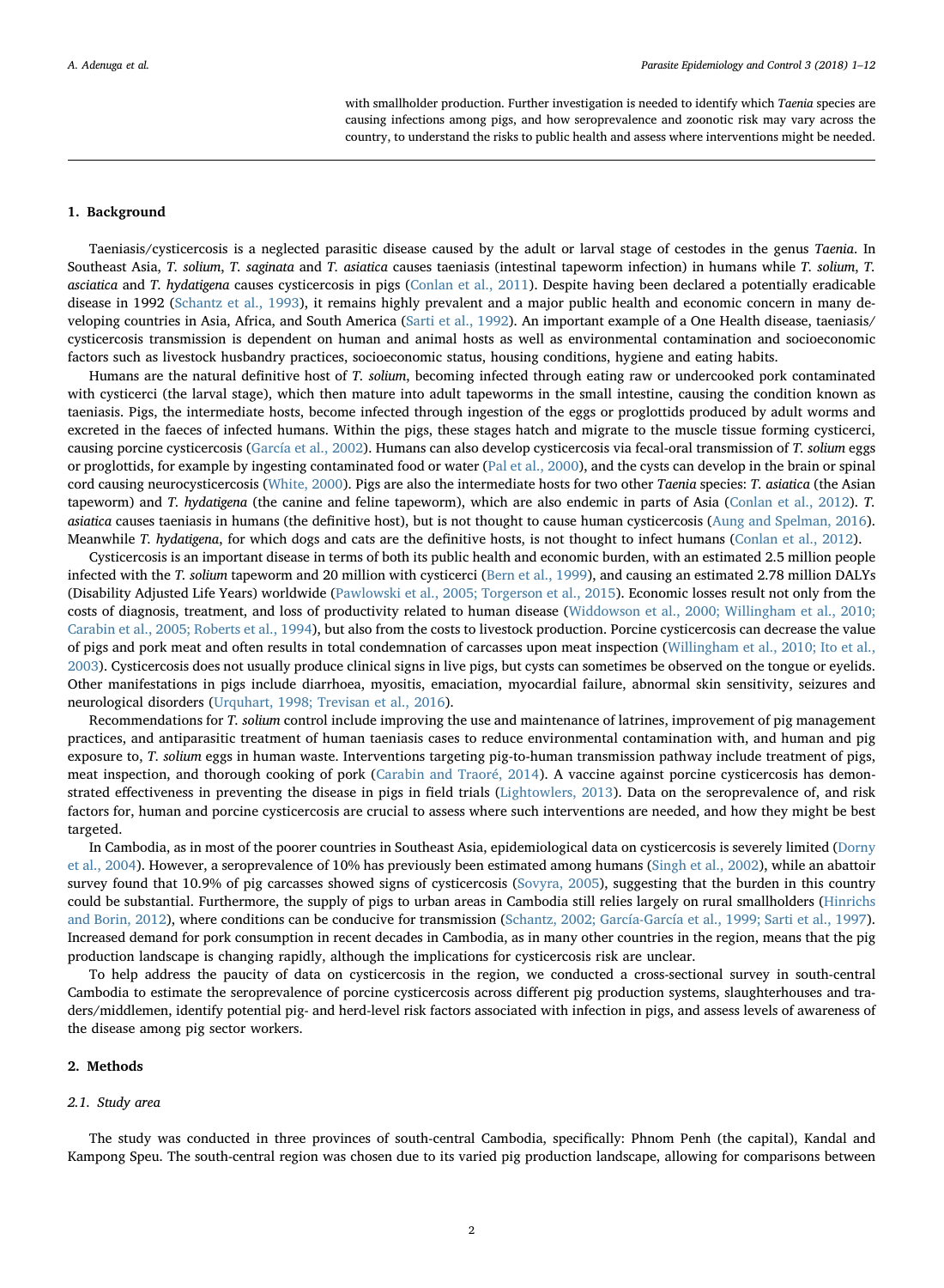with smallholder production. Further investigation is needed to identify which *Taenia* species are causing infections among pigs, and how seroprevalence and zoonotic risk may vary across the country, to understand the risks to public health and assess where interventions might be needed.

## 1. Background

Taeniasis/cysticercosis is a neglected parasitic disease caused by the adult or larval stage of cestodes in the genus *Taenia*. In Southeast Asia, *T. solium*, *T. saginata* and *T. asiatica* causes taeniasis (intestinal tapeworm infection) in humans while *T. solium*, *T. asciatica* and *T. hydatigena* causes cysticercosis in pigs (Conlan et al., 2011). Despite having been declared a potentially eradicable disease in 1992 (Schantz et al., 1993), it remains highly prevalent and a major public health and economic concern in many developing countries in Asia, Africa, and South America (Sarti et al., 1992). An important example of a One Health disease, taeniasis/cysticercosis transmission is dependent on human and animal hosts as well as environmental contamination and socioeconomic factors such as livestock husbandry practices, socioeconomic status, housing conditions, hygiene and eating habits.

Humans are the natural definitive host of *T. solium*, becoming infected through eating raw or undercooked pork contaminated with cysticerci (the larval stage), which then mature into adult tapeworms in the small intestine, causing the condition known as taeniasis. Pigs, the intermediate hosts, become infected through ingestion of the eggs or proglottids produced by adult worms and excreted in the faeces of infected humans. Within the pigs, these stages hatch and migrate to the muscle tissue forming cysticerci, causing porcine cysticercosis (García et al., 2002). Humans can also develop cysticercosis via fecal-oral transmission of *T. solium* eggs or proglottids, for example by ingesting contaminated food or water (Pal et al., 2000), and the cysts can develop in the brain or spinal cord causing neurocysticercosis (White, 2000). Pigs are also the intermediate hosts for two other *Taenia* species: *T. asiatica* (the Asian tapeworm) and *T. hydatigena* (the canine and feline tapeworm), which are also endemic in parts of Asia (Conlan et al., 2012). *T. asiatica* causes taeniasis in humans (the definitive host), but is not thought to cause human cysticercosis (Aung and Spelman, 2016). Meanwhile *T. hydatigena*, for which dogs and cats are the definitive hosts, is not thought to infect humans (Conlan et al., 2012).

Cysticercosis is an important disease in terms of both its public health and economic burden, with an estimated 2.5 million people infected with the *T. solium* tapeworm and 20 million with cysticerci (Bern et al., 1999), and causing an estimated 2.78 million DALYs (Disability Adjusted Life Years) worldwide (Pawlowski et al., 2005; Torgerson et al., 2015). Economic losses result not only from the costs of diagnosis, treatment, and loss of productivity related to human disease (Widdowson et al., 2000; Willingham et al., 2010; Carabin et al., 2005; Roberts et al., 1994), but also from the costs to livestock production. Porcine cysticercosis can decrease the value of pigs and pork meat and often results in total condemnation of carcasses upon meat inspection (Willingham et al., 2010; Ito et al., 2003). Cysticercosis does not usually produce clinical signs in live pigs, but cysts can sometimes be observed on the tongue or eyelids. Other manifestations in pigs include diarrhoea, myositis, emaciation, myocardial failure, abnormal skin sensitivity, seizures and neurological disorders (Urquhart, 1998; Trevisan et al., 2016).

Recommendations for *T. solium* control include improving the use and maintenance of latrines, improvement of pig management practices, and antiparasitic treatment of human taeniasis cases to reduce environmental contamination with, and human and pig exposure to, *T. solium* eggs in human waste. Interventions targeting pig-to-human transmission pathway include treatment of pigs, meat inspection, and thorough cooking of pork (Carabin and Traoré, 2014). A vaccine against porcine cysticercosis has demonstrated effectiveness in preventing the disease in pigs in field trials (Lightowlers, 2013). Data on the seroprevalence of, and risk factors for, human and porcine cysticercosis are crucial to assess where such interventions are needed, and how they might be best targeted.

In Cambodia, as in most of the poorer countries in Southeast Asia, epidemiological data on cysticercosis is severely limited (Dorny et al., 2004). However, a seroprevalence of 10% has previously been estimated among humans (Singh et al., 2002), while an abattoir survey found that 10.9% of pig carcasses showed signs of cysticercosis (Sovyra, 2005), suggesting that the burden in this country could be substantial. Furthermore, the supply of pigs to urban areas in Cambodia still relies largely on rural smallholders (Hinrichs and Borin, 2012), where conditions can be conducive for transmission (Schantz, 2002; García-García et al., 1999; Sarti et al., 1997). Increased demand for pork consumption in recent decades in Cambodia, as in many other countries in the region, means that the pig production landscape is changing rapidly, although the implications for cysticercosis risk are unclear.

To help address the paucity of data on cysticercosis in the region, we conducted a cross-sectional survey in south-central Cambodia to estimate the seroprevalence of porcine cysticercosis across different pig production systems, slaughterhouses and traders/middlemen, identify potential pig- and herd-level risk factors associated with infection in pigs, and assess levels of awareness of the disease among pig sector workers.

## 2. Methods

### 2.1. Study area

The study was conducted in three provinces of south-central Cambodia, specifically: Phnom Penh (the capital), Kandal and Kampong Speu. The south-central region was chosen due to its varied pig production landscape, allowing for comparisons between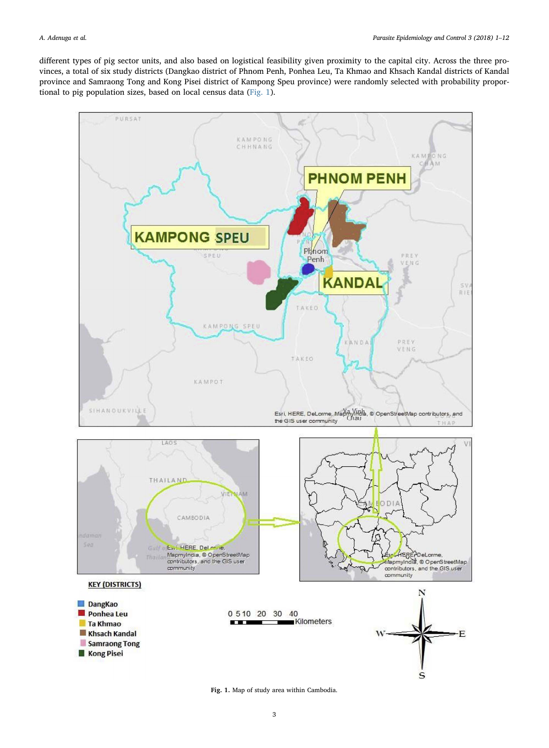different types of pig sector units, and also based on logistical feasibility given proximity to the capital city. Across the three provinces, a total of six study districts (Dangkao district of Phnom Penh, Ponhea Leu, Ta Khmao and Khsach Kandal districts of Kandal province and Samraong Tong and Kong Pisei district of Kampong Speu province) were randomly selected with probability proportional to pig population sizes, based on local census data (Fig. 1).

Fig. 1. Map of study area within Cambodia.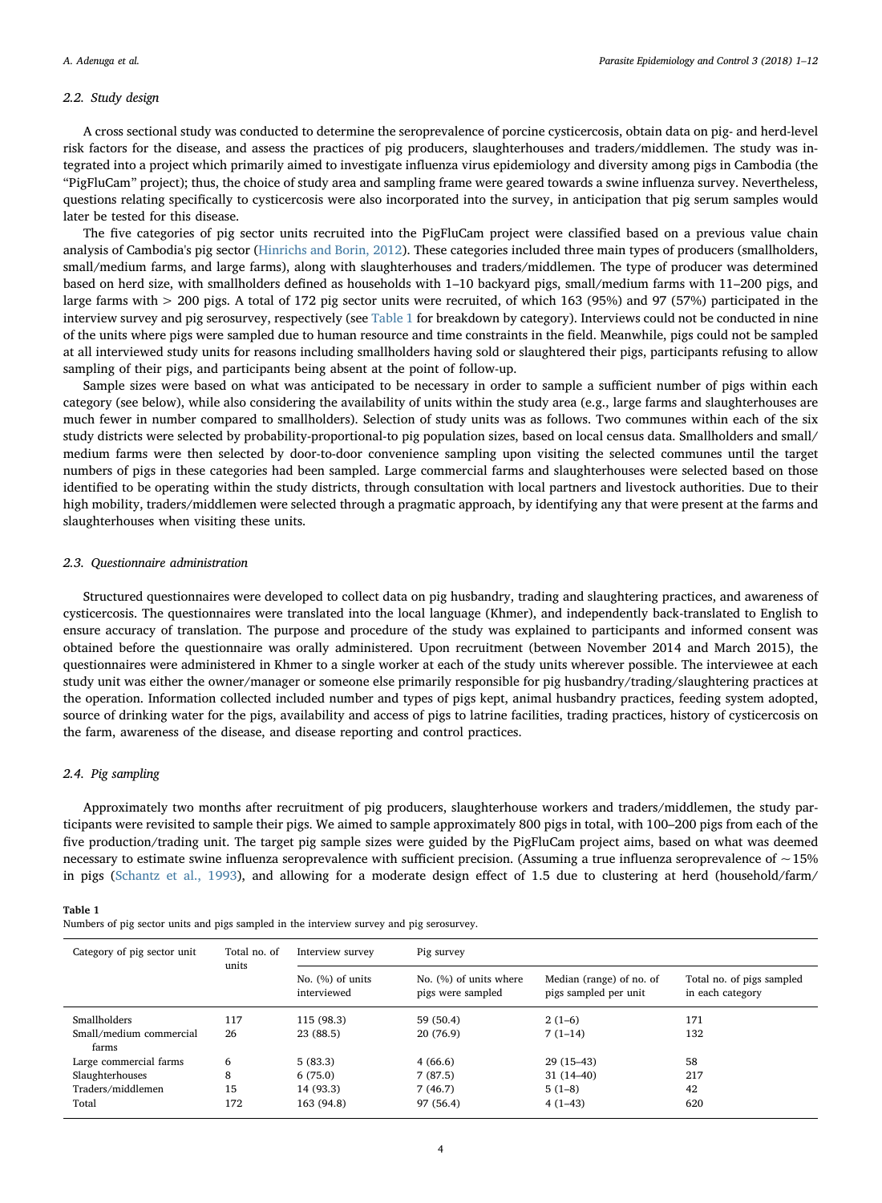### 2.2. Study design

A cross sectional study was conducted to determine the seroprevalence of porcine cysticercosis, obtain data on pig- and herd-level risk factors for the disease, and assess the practices of pig producers, slaughterhouses and traders/middlemen. The study was integrated into a project which primarily aimed to investigate influenza virus epidemiology and diversity among pigs in Cambodia (the "PigFluCam" project); thus, the choice of study area and sampling frame were geared towards a swine influenza survey. Nevertheless, questions relating specifically to cysticercosis were also incorporated into the survey, in anticipation that pig serum samples would later be tested for this disease.

The five categories of pig sector units recruited into the PigFluCam project were classified based on a previous value chain analysis of Cambodia's pig sector (Hinrichs and Borin, 2012). These categories included three main types of producers (smallholders, small/medium farms, and large farms), along with slaughterhouses and traders/middlemen. The type of producer was determined based on herd size, with smallholders defined as households with 1–10 backyard pigs, small/medium farms with 11–200 pigs, and large farms with > 200 pigs. A total of 172 pig sector units were recruited, of which 163 (95%) and 97 (57%) participated in the interview survey and pig serosurvey, respectively (see Table 1 for breakdown by category). Interviews could not be conducted in nine of the units where pigs were sampled due to human resource and time constraints in the field. Meanwhile, pigs could not be sampled at all interviewed study units for reasons including smallholders having sold or slaughtered their pigs, participants refusing to allow sampling of their pigs, and participants being absent at the point of follow-up.

Sample sizes were based on what was anticipated to be necessary in order to sample a sufficient number of pigs within each category (see below), while also considering the availability of units within the study area (e.g., large farms and slaughterhouses are much fewer in number compared to smallholders). Selection of study units was as follows. Two communes within each of the six study districts were selected by probability-proportional-to pig population sizes, based on local census data. Smallholders and small/medium farms were then selected by door-to-door convenience sampling upon visiting the selected communes until the target numbers of pigs in these categories had been sampled. Large commercial farms and slaughterhouses were selected based on those identified to be operating within the study districts, through consultation with local partners and livestock authorities. Due to their high mobility, traders/middlemen were selected through a pragmatic approach, by identifying any that were present at the farms and slaughterhouses when visiting these units.

### 2.3. Questionnaire administration

Structured questionnaires were developed to collect data on pig husbandry, trading and slaughtering practices, and awareness of cysticercosis. The questionnaires were translated into the local language (Khmer), and independently back-translated to English to ensure accuracy of translation. The purpose and procedure of the study was explained to participants and informed consent was obtained before the questionnaire was orally administered. Upon recruitment (between November 2014 and March 2015), the questionnaires were administered in Khmer to a single worker at each of the study units wherever possible. The interviewee at each study unit was either the owner/manager or someone else primarily responsible for pig husbandry/trading/slaughtering practices at the operation. Information collected included number and types of pigs kept, animal husbandry practices, feeding system adopted, source of drinking water for the pigs, availability and access of pigs to latrine facilities, trading practices, history of cysticercosis on the farm, awareness of the disease, and disease reporting and control practices.

### 2.4. Pig sampling

Approximately two months after recruitment of pig producers, slaughterhouse workers and traders/middlemen, the study participants were revisited to sample their pigs. We aimed to sample approximately 800 pigs in total, with 100–200 pigs from each of the five production/trading unit. The target pig sample sizes were guided by the PigFluCam project aims, based on what was deemed necessary to estimate swine influenza seroprevalence with sufficient precision. (Assuming a true influenza seroprevalence of ~15% in pigs (Schantz et al., 1993), and allowing for a moderate design effect of 1.5 due to clustering at herd (household/farm/

**Table 1**
Numbers of pig sector units and pigs sampled in the interview survey and pig serosurvey.

| Category of pig sector unit | Total no. of units | Interview survey | Pig survey | | |
|---|---|---|---|---|---|
| | | No. (%) of units interviewed | No. (%) of units where pigs were sampled | Median (range) of no. of pigs sampled per unit | Total no. of pigs sampled in each category |
| Smallholders | 117 | 115 (98.3) | 59 (50.4) | 2 (1–6) | 171 |
| Small/medium commercial farms | 26 | 23 (88.5) | 20 (76.9) | 7 (1–14) | 132 |
| Large commercial farms | 6 | 5 (83.3) | 4 (66.6) | 29 (15–43) | 58 |
| Slaughterhouses | 8 | 6 (75.0) | 7 (87.5) | 31 (14–40) | 217 |
| Traders/middlemen | 15 | 14 (93.3) | 7 (46.7) | 5 (1–8) | 42 |
| Total | 172 | 163 (94.8) | 97 (56.4) | 4 (1–43) | 620 |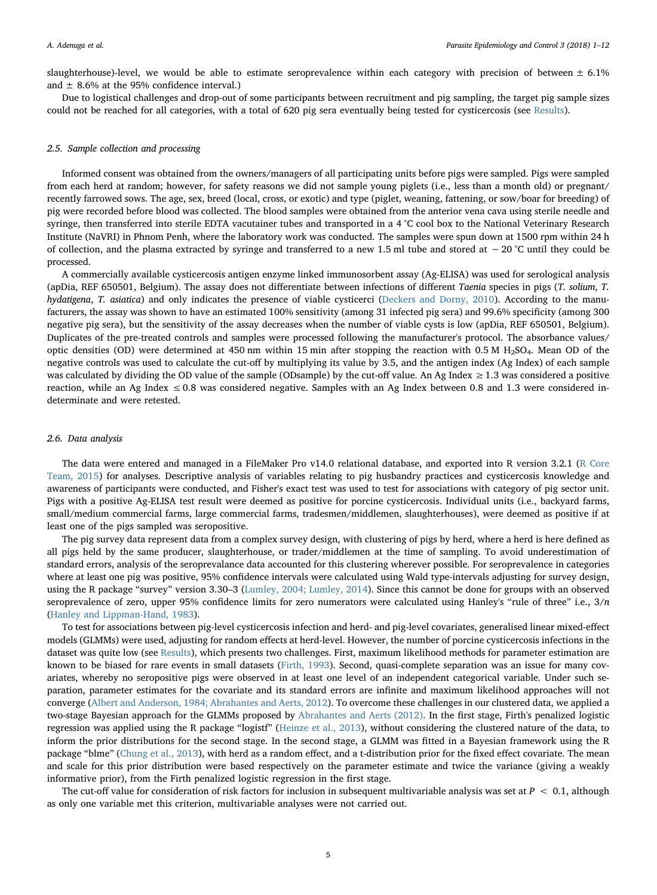slaughterhouse)-level, we would be able to estimate seroprevalence within each category with precision of between ± 6.1% and ± 8.6% at the 95% confidence interval.)

Due to logistical challenges and drop-out of some participants between recruitment and pig sampling, the target pig sample sizes could not be reached for all categories, with a total of 620 pig sera eventually being tested for cysticercosis (see Results).

### 2.5. Sample collection and processing

Informed consent was obtained from the owners/managers of all participating units before pigs were sampled. Pigs were sampled from each herd at random; however, for safety reasons we did not sample young piglets (i.e., less than a month old) or pregnant/recently farrowed sows. The age, sex, breed (local, cross, or exotic) and type (piglet, weaning, fattening, or sow/boar for breeding) of pig were recorded before blood was collected. The blood samples were obtained from the anterior vena cava using sterile needle and syringe, then transferred into sterile EDTA vacutainer tubes and transported in a 4 °C cool box to the National Veterinary Research Institute (NaVRI) in Phnom Penh, where the laboratory work was conducted. The samples were spun down at 1500 rpm within 24 h of collection, and the plasma extracted by syringe and transferred to a new 1.5 ml tube and stored at − 20 °C until they could be processed.

A commercially available cysticercosis antigen enzyme linked immunosorbent assay (Ag-ELISA) was used for serological analysis (apDia, REF 650501, Belgium). The assay does not differentiate between infections of different *Taenia* species in pigs (*T. solium*, *T. hydatigena*, *T. asiatica*) and only indicates the presence of viable cysticerci (Deckers and Dorny, 2010). According to the manufacturers, the assay was shown to have an estimated 100% sensitivity (among 31 infected pig sera) and 99.6% specificity (among 300 negative pig sera), but the sensitivity of the assay decreases when the number of viable cysts is low (apDia, REF 650501, Belgium). Duplicates of the pre-treated controls and samples were processed following the manufacturer's protocol. The absorbance values/optic densities (OD) were determined at 450 nm within 15 min after stopping the reaction with 0.5 M $H_2SO_4$. Mean OD of the negative controls was used to calculate the cut-off by multiplying its value by 3.5, and the antigen index (Ag Index) of each sample was calculated by dividing the OD value of the sample (ODsample) by the cut-off value. An Ag Index ≥ 1.3 was considered a positive reaction, while an Ag Index ≤ 0.8 was considered negative. Samples with an Ag Index between 0.8 and 1.3 were considered indeterminate and were retested.

### 2.6. Data analysis

The data were entered and managed in a FileMaker Pro v14.0 relational database, and exported into R version 3.2.1 (R Core Team, 2015) for analyses. Descriptive analysis of variables relating to pig husbandry practices and cysticercosis knowledge and awareness of participants were conducted, and Fisher's exact test was used to test for associations with category of pig sector unit. Pigs with a positive Ag-ELISA test result were deemed as positive for porcine cysticercosis. Individual units (i.e., backyard farms, small/medium commercial farms, large commercial farms, tradesmen/middlemen, slaughterhouses), were deemed as positive if at least one of the pigs sampled was seropositive.

The pig survey data represent data from a complex survey design, with clustering of pigs by herd, where a herd is here defined as all pigs held by the same producer, slaughterhouse, or trader/middlemen at the time of sampling. To avoid underestimation of standard errors, analysis of the seroprevalance data accounted for this clustering wherever possible. For seroprevalence in categories where at least one pig was positive, 95% confidence intervals were calculated using Wald type-intervals adjusting for survey design, using the R package "survey" version 3.30–3 (Lumley, 2004; Lumley, 2014). Since this cannot be done for groups with an observed seroprevalence of zero, upper 95% confidence limits for zero numerators were calculated using Hanley's "rule of three" i.e., $3/n$ (Hanley and Lippman-Hand, 1983).

To test for associations between pig-level cysticercosis infection and herd- and pig-level covariates, generalised linear mixed-effect models (GLMMs) were used, adjusting for random effects at herd-level. However, the number of porcine cysticercosis infections in the dataset was quite low (see Results), which presents two challenges. First, maximum likelihood methods for parameter estimation are known to be biased for rare events in small datasets (Firth, 1993). Second, quasi-complete separation was an issue for many covariates, whereby no seropositive pigs were observed in at least one level of an independent categorical variable. Under such separation, parameter estimates for the covariate and its standard errors are infinite and maximum likelihood approaches will not converge (Albert and Anderson, 1984; Abrahantes and Aerts, 2012). To overcome these challenges in our clustered data, we applied a two-stage Bayesian approach for the GLMMs proposed by Abrahantes and Aerts (2012). In the first stage, Firth's penalized logistic regression was applied using the R package "logistf" (Heinze et al., 2013), without considering the clustered nature of the data, to inform the prior distributions for the second stage. In the second stage, a GLMM was fitted in a Bayesian framework using the R package "blme" (Chung et al., 2013), with herd as a random effect, and a t-distribution prior for the fixed effect covariate. The mean and scale for this prior distribution were based respectively on the parameter estimate and twice the variance (giving a weakly informative prior), from the Firth penalized logistic regression in the first stage.

The cut-off value for consideration of risk factors for inclusion in subsequent multivariable analysis was set at $P < 0.1$, although as only one variable met this criterion, multivariable analyses were not carried out.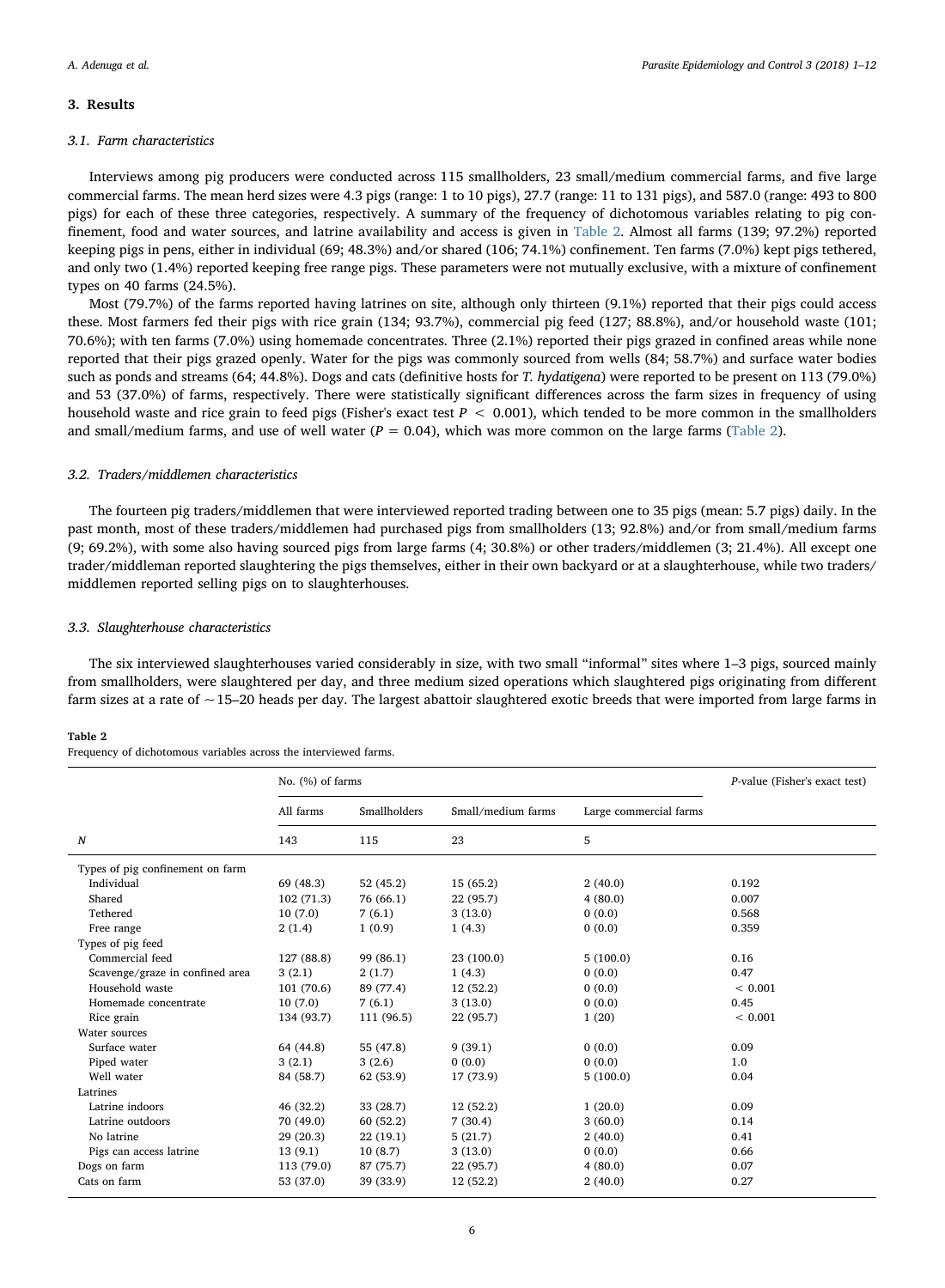## 3. Results

### 3.1. Farm characteristics

Interviews among pig producers were conducted across 115 smallholders, 23 small/medium commercial farms, and five large commercial farms. The mean herd sizes were 4.3 pigs (range: 1 to 10 pigs), 27.7 (range: 11 to 131 pigs), and 587.0 (range: 493 to 800 pigs) for each of these three categories, respectively. A summary of the frequency of dichotomous variables relating to pig confinement, food and water sources, and latrine availability and access is given in Table 2. Almost all farms (139; 97.2%) reported keeping pigs in pens, either in individual (69; 48.3%) and/or shared (106; 74.1%) confinement. Ten farms (7.0%) kept pigs tethered, and only two (1.4%) reported keeping free range pigs. These parameters were not mutually exclusive, with a mixture of confinement types on 40 farms (24.5%).

Most (79.7%) of the farms reported having latrines on site, although only thirteen (9.1%) reported that their pigs could access these. Most farmers fed their pigs with rice grain (134; 93.7%), commercial pig feed (127; 88.8%), and/or household waste (101; 70.6%); with ten farms (7.0%) using homemade concentrates. Three (2.1%) reported their pigs grazed in confined areas while none reported that their pigs grazed openly. Water for the pigs was commonly sourced from wells (84; 58.7%) and surface water bodies such as ponds and streams (64; 44.8%). Dogs and cats (definitive hosts for *T. hydatigena*) were reported to be present on 113 (79.0%) and 53 (37.0%) of farms, respectively. There were statistically significant differences across the farm sizes in frequency of using household waste and rice grain to feed pigs (Fisher's exact test $P < 0.001$), which tended to be more common in the smallholders and small/medium farms, and use of well water ($P = 0.04$), which was more common on the large farms (Table 2).

### 3.2. Traders/middlemen characteristics

The fourteen pig traders/middlemen that were interviewed reported trading between one to 35 pigs (mean: 5.7 pigs) daily. In the past month, most of these traders/middlemen had purchased pigs from smallholders (13; 92.8%) and/or from small/medium farms (9; 69.2%), with some also having sourced pigs from large farms (4; 30.8%) or other traders/middlemen (3; 21.4%). All except one trader/middleman reported slaughtering the pigs themselves, either in their own backyard or at a slaughterhouse, while two traders/middlemen reported selling pigs on to slaughterhouses.

### 3.3. Slaughterhouse characteristics

The six interviewed slaughterhouses varied considerably in size, with two small "informal" sites where 1–3 pigs, sourced mainly from smallholders, were slaughtered per day, and three medium sized operations which slaughtered pigs originating from different farm sizes at a rate of ~15–20 heads per day. The largest abattoir slaughtered exotic breeds that were imported from large farms in

**Table 2**
Frequency of dichotomous variables across the interviewed farms.

| | No. (%) of farms | | | | *P*-value (Fisher's exact test) |
|---|---|---|---|---|---|
| | All farms | Smallholders | Small/medium farms | Large commercial farms | |
| *N* | 143 | 115 | 23 | 5 | |
| Types of pig confinement on farm | | | | | |
| Individual | 69 (48.3) | 52 (45.2) | 15 (65.2) | 2 (40.0) | 0.192 |
| Shared | 102 (71.3) | 76 (66.1) | 22 (95.7) | 4 (80.0) | 0.007 |
| Tethered | 10 (7.0) | 7 (6.1) | 3 (13.0) | 0 (0.0) | 0.568 |
| Free range | 2 (1.4) | 1 (0.9) | 1 (4.3) | 0 (0.0) | 0.359 |
| Types of pig feed | | | | | |
| Commercial feed | 127 (88.8) | 99 (86.1) | 23 (100.0) | 5 (100.0) | 0.16 |
| Scavenge/graze in confined area | 3 (2.1) | 2 (1.7) | 1 (4.3) | 0 (0.0) | 0.47 |
| Household waste | 101 (70.6) | 89 (77.4) | 12 (52.2) | 0 (0.0) | < 0.001 |
| Homemade concentrate | 10 (7.0) | 7 (6.1) | 3 (13.0) | 0 (0.0) | 0.45 |
| Rice grain | 134 (93.7) | 111 (96.5) | 22 (95.7) | 1 (20) | < 0.001 |
| Water sources | | | | | |
| Surface water | 64 (44.8) | 55 (47.8) | 9 (39.1) | 0 (0.0) | 0.09 |
| Piped water | 3 (2.1) | 3 (2.6) | 0 (0.0) | 0 (0.0) | 1.0 |
| Well water | 84 (58.7) | 62 (53.9) | 17 (73.9) | 5 (100.0) | 0.04 |
| Latrines | | | | | |
| Latrine indoors | 46 (32.2) | 33 (28.7) | 12 (52.2) | 1 (20.0) | 0.09 |
| Latrine outdoors | 70 (49.0) | 60 (52.2) | 7 (30.4) | 3 (60.0) | 0.14 |
| No latrine | 29 (20.3) | 22 (19.1) | 5 (21.7) | 2 (40.0) | 0.41 |
| Pigs can access latrine | 13 (9.1) | 10 (8.7) | 3 (13.0) | 0 (0.0) | 0.66 |
| Dogs on farm | 113 (79.0) | 87 (75.7) | 22 (95.7) | 4 (80.0) | 0.07 |
| Cats on farm | 53 (37.0) | 39 (33.9) | 12 (52.2) | 2 (40.0) | 0.27 |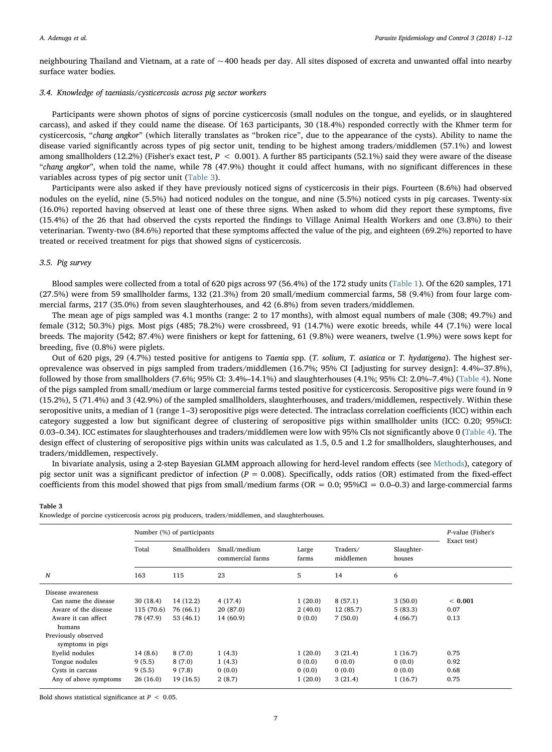neighbouring Thailand and Vietnam, at a rate of ~400 heads per day. All sites disposed of excreta and unwanted offal into nearby surface water bodies.

### 3.4. Knowledge of taeniasis/cysticercosis across pig sector workers

Participants were shown photos of signs of porcine cysticercosis (small nodules on the tongue, and eyelids, or in slaughtered carcass), and asked if they could name the disease. Of 163 participants, 30 (18.4%) responded correctly with the Khmer term for cysticercosis, "*chang angkor*" (which literally translates as "broken rice", due to the appearance of the cysts). Ability to name the disease varied significantly across types of pig sector unit, tending to be highest among traders/middlemen (57.1%) and lowest among smallholders (12.2%) (Fisher's exact test, $P < 0.001$). A further 85 participants (52.1%) said they were aware of the disease "*chang angkor*", when told the name, while 78 (47.9%) thought it could affect humans, with no significant differences in these variables across types of pig sector unit (Table 3).

Participants were also asked if they have previously noticed signs of cysticercosis in their pigs. Fourteen (8.6%) had observed nodules on the eyelid, nine (5.5%) had noticed nodules on the tongue, and nine (5.5%) noticed cysts in pig carcasses. Twenty-six (16.0%) reported having observed at least one of these three signs. When asked to whom did they report these symptoms, five (15.4%) of the 26 that had observed the cysts reported the findings to Village Animal Health Workers and one (3.8%) to their veterinarian. Twenty-two (84.6%) reported that these symptoms affected the value of the pig, and eighteen (69.2%) reported to have treated or received treatment for pigs that showed signs of cysticercosis.

### 3.5. Pig survey

Blood samples were collected from a total of 620 pigs across 97 (56.4%) of the 172 study units (Table 1). Of the 620 samples, 171 (27.5%) were from 59 smallholder farms, 132 (21.3%) from 20 small/medium commercial farms, 58 (9.4%) from four large commercial farms, 217 (35.0%) from seven slaughterhouses, and 42 (6.8%) from seven traders/middlemen.

The mean age of pigs sampled was 4.1 months (range: 2 to 17 months), with almost equal numbers of male (308; 49.7%) and female (312; 50.3%) pigs. Most pigs (485; 78.2%) were crossbreed, 91 (14.7%) were exotic breeds, while 44 (7.1%) were local breeds. The majority (542; 87.4%) were finishers or kept for fattening, 61 (9.8%) were weaners, twelve (1.9%) were sows kept for breeding, five (0.8%) were piglets.

Out of 620 pigs, 29 (4.7%) tested positive for antigens to *Taenia* spp. (*T. solium*, *T. asiatica* or *T. hydatigena*). The highest seroprevalence was observed in pigs sampled from traders/middlemen (16.7%; 95% CI [adjusting for survey design]: 4.4%–37.8%), followed by those from smallholders (7.6%; 95% CI: 3.4%–14.1%) and slaughterhouses (4.1%; 95% CI: 2.0%–7.4%) (Table 4). None of the pigs sampled from small/medium or large commercial farms tested positive for cysticercosis. Seropositive pigs were found in 9 (15.2%), 5 (71.4%) and 3 (42.9%) of the sampled smallholders, slaughterhouses, and traders/middlemen, respectively. Within these seropositive units, a median of 1 (range 1–3) seropositive pigs were detected. The intraclass correlation coefficients (ICC) within each category suggested a low but significant degree of clustering of seropositive pigs within smallholder units (ICC: 0.20; 95%CI: 0.03–0.34). ICC estimates for slaughterhouses and traders/middlemen were low with 95% CIs not significantly above 0 (Table 4). The design effect of clustering of seropositive pigs within units was calculated as 1.5, 0.5 and 1.2 for smallholders, slaughterhouses, and traders/middlemen, respectively.

In bivariate analysis, using a 2-step Bayesian GLMM approach allowing for herd-level random effects (see Methods), category of pig sector unit was a significant predictor of infection ($P = 0.008$). Specifically, odds ratios (OR) estimated from the fixed-effect coefficients from this model showed that pigs from small/medium farms (OR = 0.0; 95%CI = 0.0–0.3) and large-commercial farms

**Table 3**
Knowledge of porcine cysticercosis across pig producers, traders/middlemen, and slaughterhouses.

| | Number (%) of participants | | | | | | *P*-value (Fisher's Exact test) |
|---|---|---|---|---|---|---|---|
| | Total | Smallholders | Small/medium commercial farms | Large farms | Traders/ middlemen | Slaughter-houses | |
| *N* | 163 | 115 | 23 | 5 | 14 | 6 | |
| Disease awareness | | | | | | | |
| Can name the disease | 30 (18.4) | 14 (12.2) | 4 (17.4) | 1 (20.0) | 8 (57.1) | 3 (50.0) | **< 0.001** |
| Aware of the disease | 115 (70.6) | 76 (66.1) | 20 (87.0) | 2 (40.0) | 12 (85.7) | 5 (83.3) | 0.07 |
| Aware it can affect humans | 78 (47.9) | 53 (46.1) | 14 (60.9) | 0 (0.0) | 7 (50.0) | 4 (66.7) | 0.13 |
| Previously observed symptoms in pigs | | | | | | | |
| Eyelid nodules | 14 (8.6) | 8 (7.0) | 1 (4.3) | 1 (20.0) | 3 (21.4) | 1 (16.7) | 0.75 |
| Tongue nodules | 9 (5.5) | 8 (7.0) | 1 (4.3) | 0 (0.0) | 0 (0.0) | 0 (0.0) | 0.92 |
| Cysts in carcass | 9 (5.5) | 9 (7.8) | 0 (0.0) | 0 (0.0) | 0 (0.0) | 0 (0.0) | 0.68 |
| Any of above symptoms | 26 (16.0) | 19 (16.5) | 2 (8.7) | 1 (20.0) | 3 (21.4) | 1 (16.7) | 0.75 |

Bold shows statistical significance at $P < 0.05$.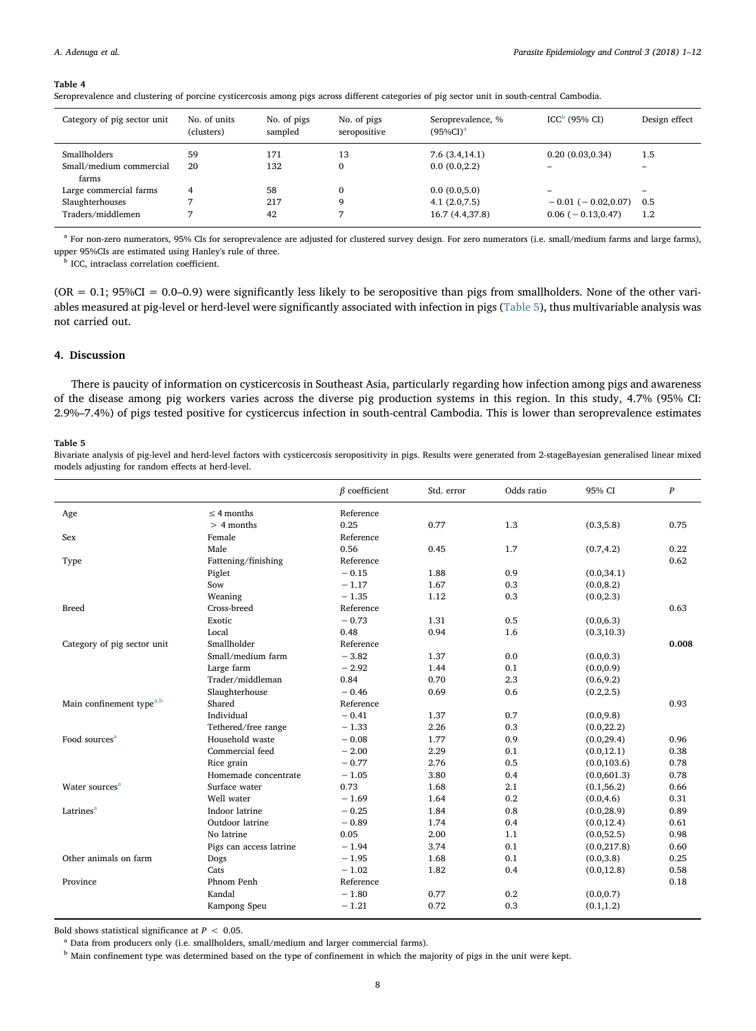**Table 4**
Seroprevalence and clustering of porcine cysticercosis among pigs across different categories of pig sector unit in south-central Cambodia.

| Category of pig sector unit | No. of units (clusters) | No. of pigs sampled | No. of pigs seropositive | Seroprevalence, % (95%CI)[a] | ICC[b] (95% CI) | Design effect |
|---|---|---|---|---|---|---|
| Smallholders | 59 | 171 | 13 | 7.6 (3.4,14.1) | 0.20 (0.03,0.34) | 1.5 |
| Small/medium commercial farms | 20 | 132 | 0 | 0.0 (0.0,2.2) | – | – |
| Large commercial farms | 4 | 58 | 0 | 0.0 (0.0,5.0) | – | – |
| Slaughterhouses | 7 | 217 | 9 | 4.1 (2.0,7.5) | − 0.01 (− 0.02,0.07) | 0.5 |
| Traders/middlemen | 7 | 42 | 7 | 16.7 (4.4,37.8) | 0.06 (− 0.13,0.47) | 1.2 |

[a] For non-zero numerators, 95% CIs for seroprevalence are adjusted for clustered survey design. For zero numerators (i.e. small/medium farms and large farms), upper 95%CIs are estimated using Hanley's rule of three.
[b] ICC, intraclass correlation coefficient.

(OR = 0.1; 95%CI = 0.0–0.9) were significantly less likely to be seropositive than pigs from smallholders. None of the other variables measured at pig-level or herd-level were significantly associated with infection in pigs (Table 5), thus multivariable analysis was not carried out.

## 4. Discussion

There is paucity of information on cysticercosis in Southeast Asia, particularly regarding how infection among pigs and awareness of the disease among pig workers varies across the diverse pig production systems in this region. In this study, 4.7% (95% CI: 2.9%–7.4%) of pigs tested positive for cysticercus infection in south-central Cambodia. This is lower than seroprevalence estimates

**Table 5**
Bivariate analysis of pig-level and herd-level factors with cysticercosis seropositivity in pigs. Results were generated from 2-stageBayesian generalised linear mixed models adjusting for random effects at herd-level.

| | | β coefficient | Std. error | Odds ratio | 95% CI | P |
|---|---|---|---|---|---|---|
| Age | ≤ 4 months | Reference | | | | |
| | > 4 months | 0.25 | 0.77 | 1.3 | (0.3,5.8) | 0.75 |
| Sex | Female | Reference | | | | |
| | Male | 0.56 | 0.45 | 1.7 | (0.7,4.2) | 0.22 |
| Type | Fattening/finishing | Reference | | | | 0.62 |
| | Piglet | − 0.15 | 1.88 | 0.9 | (0.0,34.1) | |
| | Sow | − 1.17 | 1.67 | 0.3 | (0.0,8.2) | |
| | Weaning | − 1.35 | 1.12 | 0.3 | (0.0,2.3) | |
| Breed | Cross-breed | Reference | | | | 0.63 |
| | Exotic | − 0.73 | 1.31 | 0.5 | (0.0,6.3) | |
| | Local | 0.48 | 0.94 | 1.6 | (0.3,10.3) | |
| Category of pig sector unit | Smallholder | Reference | | | | **0.008** |
| | Small/medium farm | − 3.82 | 1.37 | 0.0 | (0.0,0.3) | |
| | Large farm | − 2.92 | 1.44 | 0.1 | (0.0,0.9) | |
| | Trader/middleman | 0.84 | 0.70 | 2.3 | (0.6,9.2) | |
| | Slaughterhouse | − 0.46 | 0.69 | 0.6 | (0.2,2.5) | |
| Main confinement type[a,b] | Shared | Reference | | | | 0.93 |
| | Individual | − 0.41 | 1.37 | 0.7 | (0.0,9.8) | |
| | Tethered/free range | − 1.33 | 2.26 | 0.3 | (0.0,22.2) | |
| Food sources[a] | Household waste | − 0.08 | 1.77 | 0.9 | (0.0,29.4) | 0.96 |
| | Commercial feed | − 2.00 | 2.29 | 0.1 | (0.0,12.1) | 0.38 |
| | Rice grain | − 0.77 | 2.76 | 0.5 | (0.0,103.6) | 0.78 |
| | Homemade concentrate | − 1.05 | 3.80 | 0.4 | (0.0,601.3) | 0.78 |
| Water sources[a] | Surface water | 0.73 | 1.68 | 2.1 | (0.1,56.2) | 0.66 |
| | Well water | − 1.69 | 1.64 | 0.2 | (0.0,4.6) | 0.31 |
| Latrines[a] | Indoor latrine | − 0.25 | 1.84 | 0.8 | (0.0,28.9) | 0.89 |
| | Outdoor latrine | − 0.89 | 1.74 | 0.4 | (0.0,12.4) | 0.61 |
| | No latrine | 0.05 | 2.00 | 1.1 | (0.0,52.5) | 0.98 |
| | Pigs can access latrine | − 1.94 | 3.74 | 0.1 | (0.0,217.8) | 0.60 |
| Other animals on farm | Dogs | − 1.95 | 1.68 | 0.1 | (0.0,3.8) | 0.25 |
| | Cats | − 1.02 | 1.82 | 0.4 | (0.0,12.8) | 0.58 |
| Province | Phnom Penh | Reference | | | | 0.18 |
| | Kandal | − 1.80 | 0.77 | 0.2 | (0.0,0.7) | |
| | Kampong Speu | − 1.21 | 0.72 | 0.3 | (0.1,1.2) | |

Bold shows statistical significance at $P < 0.05$.
[a] Data from producers only (i.e. smallholders, small/medium and larger commercial farms).
[b] Main confinement type was determined based on the type of confinement in which the majority of pigs in the unit were kept.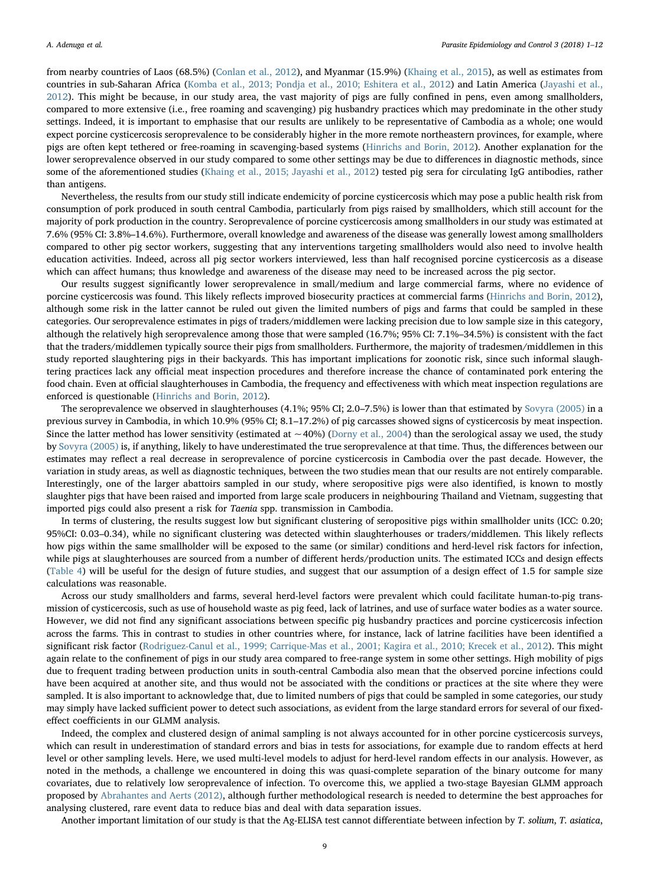from nearby countries of Laos (68.5%) (Conlan et al., 2012), and Myanmar (15.9%) (Khaing et al., 2015), as well as estimates from countries in sub-Saharan Africa (Komba et al., 2013; Pondja et al., 2010; Eshitera et al., 2012) and Latin America (Jayashi et al., 2012). This might be because, in our study area, the vast majority of pigs are fully confined in pens, even among smallholders, compared to more extensive (i.e., free roaming and scavenging) pig husbandry practices which may predominate in the other study settings. Indeed, it is important to emphasise that our results are unlikely to be representative of Cambodia as a whole; one would expect porcine cysticercosis seroprevalence to be considerably higher in the more remote northeastern provinces, for example, where pigs are often kept tethered or free-roaming in scavenging-based systems (Hinrichs and Borin, 2012). Another explanation for the lower seroprevalence observed in our study compared to some other settings may be due to differences in diagnostic methods, since some of the aforementioned studies (Khaing et al., 2015; Jayashi et al., 2012) tested pig sera for circulating IgG antibodies, rather than antigens.

Nevertheless, the results from our study still indicate endemicity of porcine cysticercosis which may pose a public health risk from consumption of pork produced in south central Cambodia, particularly from pigs raised by smallholders, which still account for the majority of pork production in the country. Seroprevalence of porcine cysticercosis among smallholders in our study was estimated at 7.6% (95% CI: 3.8%–14.6%). Furthermore, overall knowledge and awareness of the disease was generally lowest among smallholders compared to other pig sector workers, suggesting that any interventions targeting smallholders would also need to involve health education activities. Indeed, across all pig sector workers interviewed, less than half recognised porcine cysticercosis as a disease which can affect humans; thus knowledge and awareness of the disease may need to be increased across the pig sector.

Our results suggest significantly lower seroprevalence in small/medium and large commercial farms, where no evidence of porcine cysticercosis was found. This likely reflects improved biosecurity practices at commercial farms (Hinrichs and Borin, 2012), although some risk in the latter cannot be ruled out given the limited numbers of pigs and farms that could be sampled in these categories. Our seroprevalence estimates in pigs of traders/middlemen were lacking precision due to low sample size in this category, although the relatively high seroprevalence among those that were sampled (16.7%; 95% CI: 7.1%–34.5%) is consistent with the fact that the traders/middlemen typically source their pigs from smallholders. Furthermore, the majority of tradesmen/middlemen in this study reported slaughtering pigs in their backyards. This has important implications for zoonotic risk, since such informal slaughtering practices lack any official meat inspection procedures and therefore increase the chance of contaminated pork entering the food chain. Even at official slaughterhouses in Cambodia, the frequency and effectiveness with which meat inspection regulations are enforced is questionable (Hinrichs and Borin, 2012).

The seroprevalence we observed in slaughterhouses (4.1%; 95% CI; 2.0–7.5%) is lower than that estimated by Sovyra (2005) in a previous survey in Cambodia, in which 10.9% (95% CI; 8.1–17.2%) of pig carcasses showed signs of cysticercosis by meat inspection. Since the latter method has lower sensitivity (estimated at ~40%) (Dorny et al., 2004) than the serological assay we used, the study by Sovyra (2005) is, if anything, likely to have underestimated the true seroprevalence at that time. Thus, the differences between our estimates may reflect a real decrease in seroprevalence of porcine cysticercosis in Cambodia over the past decade. However, the variation in study areas, as well as diagnostic techniques, between the two studies mean that our results are not entirely comparable. Interestingly, one of the larger abattoirs sampled in our study, where seropositive pigs were also identified, is known to mostly slaughter pigs that have been raised and imported from large scale producers in neighbouring Thailand and Vietnam, suggesting that imported pigs could also present a risk for *Taenia* spp. transmission in Cambodia.

In terms of clustering, the results suggest low but significant clustering of seropositive pigs within smallholder units (ICC: 0.20; 95%CI: 0.03–0.34), while no significant clustering was detected within slaughterhouses or traders/middlemen. This likely reflects how pigs within the same smallholder will be exposed to the same (or similar) conditions and herd-level risk factors for infection, while pigs at slaughterhouses are sourced from a number of different herds/production units. The estimated ICCs and design effects (Table 4) will be useful for the design of future studies, and suggest that our assumption of a design effect of 1.5 for sample size calculations was reasonable.

Across our study smallholders and farms, several herd-level factors were prevalent which could facilitate human-to-pig transmission of cysticercosis, such as use of household waste as pig feed, lack of latrines, and use of surface water bodies as a water source. However, we did not find any significant associations between specific pig husbandry practices and porcine cysticercosis infection across the farms. This in contrast to studies in other countries where, for instance, lack of latrine facilities have been identified a significant risk factor (Rodriguez-Canul et al., 1999; Carrique-Mas et al., 2001; Kagira et al., 2010; Krecek et al., 2012). This might again relate to the confinement of pigs in our study area compared to free-range system in some other settings. High mobility of pigs due to frequent trading between production units in south-central Cambodia also mean that the observed porcine infections could have been acquired at another site, and thus would not be associated with the conditions or practices at the site where they were sampled. It is also important to acknowledge that, due to limited numbers of pigs that could be sampled in some categories, our study may simply have lacked sufficient power to detect such associations, as evident from the large standard errors for several of our fixed-effect coefficients in our GLMM analysis.

Indeed, the complex and clustered design of animal sampling is not always accounted for in other porcine cysticercosis surveys, which can result in underestimation of standard errors and bias in tests for associations, for example due to random effects at herd level or other sampling levels. Here, we used multi-level models to adjust for herd-level random effects in our analysis. However, as noted in the methods, a challenge we encountered in doing this was quasi-complete separation of the binary outcome for many covariates, due to relatively low seroprevalence of infection. To overcome this, we applied a two-stage Bayesian GLMM approach proposed by Abrahantes and Aerts (2012), although further methodological research is needed to determine the best approaches for analysing clustered, rare event data to reduce bias and deal with data separation issues.

Another important limitation of our study is that the Ag-ELISA test cannot differentiate between infection by *T. solium, T. asiatica*,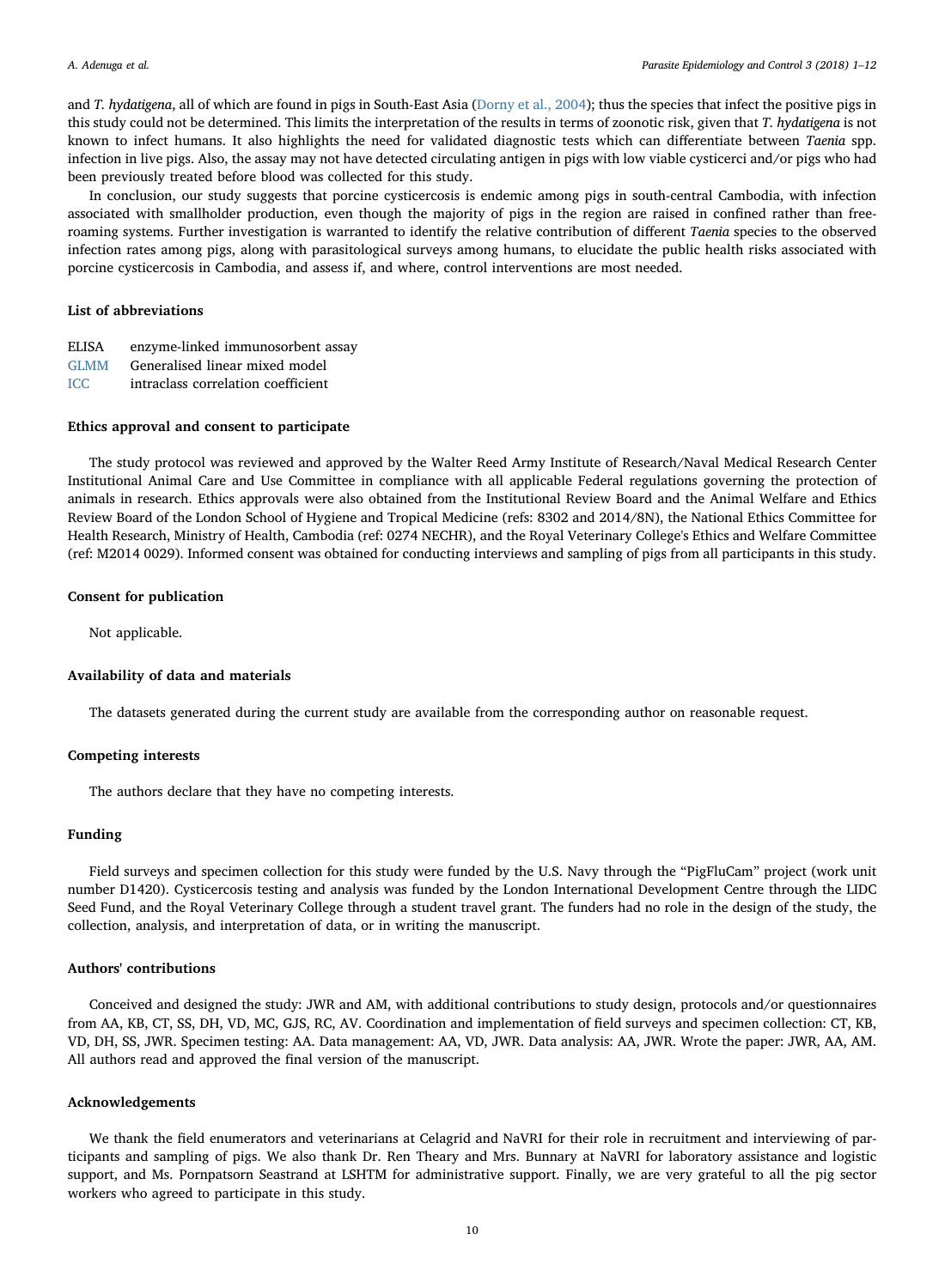and *T. hydatigena*, all of which are found in pigs in South-East Asia (Dorny et al., 2004); thus the species that infect the positive pigs in this study could not be determined. This limits the interpretation of the results in terms of zoonotic risk, given that *T. hydatigena* is not known to infect humans. It also highlights the need for validated diagnostic tests which can differentiate between *Taenia* spp. infection in live pigs. Also, the assay may not have detected circulating antigen in pigs with low viable cysticerci and/or pigs who had been previously treated before blood was collected for this study.

In conclusion, our study suggests that porcine cysticercosis is endemic among pigs in south-central Cambodia, with infection associated with smallholder production, even though the majority of pigs in the region are raised in confined rather than free-roaming systems. Further investigation is warranted to identify the relative contribution of different *Taenia* species to the observed infection rates among pigs, along with parasitological surveys among humans, to elucidate the public health risks associated with porcine cysticercosis in Cambodia, and assess if, and where, control interventions are most needed.

## List of abbreviations

ELISA enzyme-linked immunosorbent assay
GLMM Generalised linear mixed model
ICC intraclass correlation coefficient

## Ethics approval and consent to participate

The study protocol was reviewed and approved by the Walter Reed Army Institute of Research/Naval Medical Research Center Institutional Animal Care and Use Committee in compliance with all applicable Federal regulations governing the protection of animals in research. Ethics approvals were also obtained from the Institutional Review Board and the Animal Welfare and Ethics Review Board of the London School of Hygiene and Tropical Medicine (refs: 8302 and 2014/8N), the National Ethics Committee for Health Research, Ministry of Health, Cambodia (ref: 0274 NECHR), and the Royal Veterinary College's Ethics and Welfare Committee (ref: M2014 0029). Informed consent was obtained for conducting interviews and sampling of pigs from all participants in this study.

## Consent for publication

Not applicable.

## Availability of data and materials

The datasets generated during the current study are available from the corresponding author on reasonable request.

## Competing interests

The authors declare that they have no competing interests.

## Funding

Field surveys and specimen collection for this study were funded by the U.S. Navy through the "PigFluCam" project (work unit number D1420). Cysticercosis testing and analysis was funded by the London International Development Centre through the LIDC Seed Fund, and the Royal Veterinary College through a student travel grant. The funders had no role in the design of the study, the collection, analysis, and interpretation of data, or in writing the manuscript.

## Authors' contributions

Conceived and designed the study: JWR and AM, with additional contributions to study design, protocols and/or questionnaires from AA, KB, CT, SS, DH, VD, MC, GJS, RC, AV. Coordination and implementation of field surveys and specimen collection: CT, KB, VD, DH, SS, JWR. Specimen testing: AA. Data management: AA, VD, JWR. Data analysis: AA, JWR. Wrote the paper: JWR, AA, AM. All authors read and approved the final version of the manuscript.

## Acknowledgements

We thank the field enumerators and veterinarians at Celagrid and NaVRI for their role in recruitment and interviewing of participants and sampling of pigs. We also thank Dr. Ren Theary and Mrs. Bunnary at NaVRI for laboratory assistance and logistic support, and Ms. Pornpatsorn Seastrand at LSHTM for administrative support. Finally, we are very grateful to all the pig sector workers who agreed to participate in this study.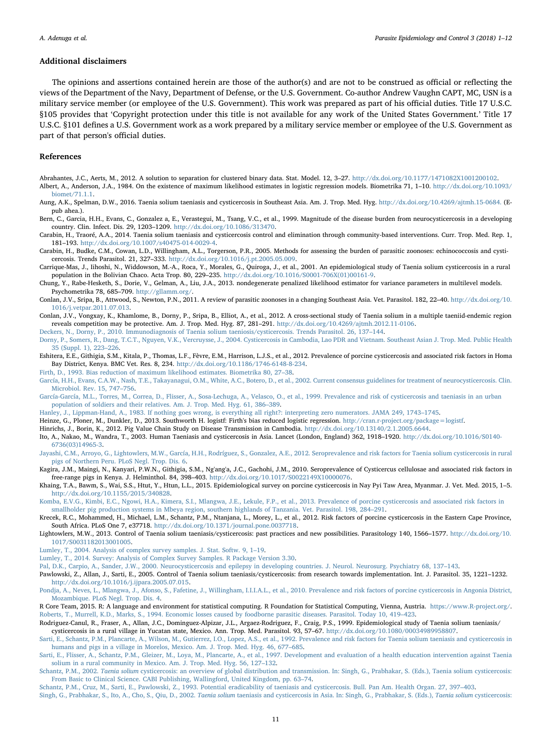## Additional disclaimers

The opinions and assertions contained herein are those of the author(s) and are not to be construed as official or reflecting the views of the Department of the Navy, Department of Defense, or the U.S. Government. Co-author Andrew Vaughn CAPT, MC, USN is a military service member (or employee of the U.S. Government). This work was prepared as part of his official duties. Title 17 U.S.C. §105 provides that 'Copyright protection under this title is not available for any work of the United States Government.' Title 17 U.S.C. §101 defines a U.S. Government work as a work prepared by a military service member or employee of the U.S. Government as part of that person's official duties.

## References

Abrahantes, J.C., Aerts, M., 2012. A solution to separation for clustered binary data. Stat. Model. 12, 3–27. http://dx.doi.org/10.1177/1471082X1001200102.

Albert, A., Anderson, J.A., 1984. On the existence of maximum likelihood estimates in logistic regression models. Biometrika 71, 1–10. http://dx.doi.org/10.1093/biomet/71.1.1.

Aung, A.K., Spelman, D.W., 2016. Taenia solium taeniasis and cysticercosis in Southeast Asia. Am. J. Trop. Med. Hyg. http://dx.doi.org/10.4269/ajtmh.15-0684. (E-pub ahea.).

Bern, C., Garcia, H.H., Evans, C., Gonzalez a, E., Verastegui, M., Tsang, V.C., et al., 1999. Magnitude of the disease burden from neurocysticercosis in a developing country. Clin. Infect. Dis. 29, 1203–1209. http://dx.doi.org/10.1086/313470.

Carabin, H., Traoré, A.A., 2014. Taenia solium taeniasis and cysticercosis control and elimination through community-based interventions. Curr. Trop. Med. Rep. 1, 181–193. http://dx.doi.org/10.1007/s40475-014-0029-4.

Carabin, H., Budke, C.M., Cowan, L.D., Willingham, A.L., Torgerson, P.R., 2005. Methods for assessing the burden of parasitic zoonoses: echinococcosis and cysticercosis. Trends Parasitol. 21, 327–333. http://dx.doi.org/10.1016/j.pt.2005.05.009.

Carrique-Mas, J., Iihoshi, N., Widdowson, M.-A., Roca, Y., Morales, G., Quiroga, J., et al., 2001. An epidemiological study of Taenia solium cysticercosis in a rural population in the Bolivian Chaco. Acta Trop. 80, 229–235. http://dx.doi.org/10.1016/S0001-706X(01)00161-9.

Chung, Y., Rabe-Hesketh, S., Dorie, V., Gelman, A., Liu, J.A., 2013. nondegenerate penalized likelihood estimator for variance parameters in multilevel models. Psychometrika 78, 685–709. http://gllamm.org/.

Conlan, J.V., Sripa, B., Attwood, S., Newton, P.N., 2011. A review of parasitic zoonoses in a changing Southeast Asia. Vet. Parasitol. 182, 22–40. http://dx.doi.org/10.1016/j.vetpar.2011.07.013.

Conlan, J.V., Vongxay, K., Khamlome, B., Dorny, P., Sripa, B., Elliot, A., et al., 2012. A cross-sectional study of Taenia solium in a multiple taeniid-endemic region reveals competition may be protective. Am. J. Trop. Med. Hyg. 87, 281–291. http://dx.doi.org/10.4269/ajtmh.2012.11-0106.

Deckers, N., Dorny, P., 2010. Immunodiagnosis of Taenia solium taeniosis/cysticercosis. Trends Parasitol. 26, 137–144.

Dorny, P., Somers, R., Dang, T.C.T., Nguyen, V.K., Vercruysse, J., 2004. Cysticercosis in Cambodia, Lao PDR and Vietnam. Southeast Asian J. Trop. Med. Public Health 35 (Suppl. 1), 223–226.

Eshitera, E.E., Githigia, S.M., Kitala, P., Thomas, L.F., Fèvre, E.M., Harrison, L.J.S., et al., 2012. Prevalence of porcine cysticercosis and associated risk factors in Homa Bay District, Kenya. BMC Vet. Res. 8, 234. http://dx.doi.org/10.1186/1746-6148-8-234.

Firth, D., 1993. Bias reduction of maximum likelihood estimates. Biometrika 80, 27–38.

García, H.H., Evans, C.A.W., Nash, T.E., Takayanagui, O.M., White, A.C., Botero, D., et al., 2002. Current consensus guidelines for treatment of neurocysticercosis. Clin. Microbiol. Rev. 15, 747–756.

García-García, M.L., Torres, M., Correa, D., Flisser, A., Sosa-Lechuga, A., Velasco, O., et al., 1999. Prevalence and risk of cysticercosis and taeniasis in an urban population of soldiers and their relatives. Am. J. Trop. Med. Hyg. 61, 386–389.

Hanley, J., Lippman-Hand, A., 1983. If nothing goes wrong, is everything all right?: interpreting zero numerators. JAMA 249, 1743–1745.

Heinze, G., Ploner, M., Dunkler, D., 2013. Southworth H. logistf: Firth's bias reduced logistic regression. http://cran.r-project.org/package=logistf.

Hinrichs, J., Borin, K., 2012. Pig Value Chain Study on Disease Transmission in Cambodia. http://dx.doi.org/10.13140/2.1.2005.6644.

Ito, A., Nakao, M., Wandra, T., 2003. Human Taeniasis and cysticercosis in Asia. Lancet (London, England) 362, 1918–1920. http://dx.doi.org/10.1016/S0140-6736(03)14965-3.

Jayashi, C.M., Arroyo, G., Lightowlers, M.W., García, H.H., Rodríguez, S., Gonzalez, A.E., 2012. Seroprevalence and risk factors for Taenia solium cysticercosis in rural pigs of Northern Peru. PLoS Negl. Trop. Dis. 6.

Kagira, J.M., Maingi, N., Kanyari, P.W.N., Githigia, S.M., Ng'ang'a, J.C., Gachohi, J.M., 2010. Seroprevalence of Cysticercus cellulosae and associated risk factors in free-range pigs in Kenya. J. Helminthol. 84, 398–403. http://dx.doi.org/10.1017/S0022149X10000076.

Khaing, T.A., Bawm, S., Wai, S.S., Htut, Y., Htun, L.L., 2015. Epidemiological survey on porcine cysticercosis in Nay Pyi Taw Area, Myanmar. J. Vet. Med. 2015, 1–5. http://dx.doi.org/10.1155/2015/340828.

Komba, E.V.G., Kimbi, E.C., Ngowi, H.A., Kimera, S.I., Mlangwa, J.E., Lekule, F.P., et al., 2013. Prevalence of porcine cysticercosis and associated risk factors in smallholder pig production systems in Mbeya region, southern highlands of Tanzania. Vet. Parasitol. 198, 284–291.

Krecek, R.C., Mohammed, H., Michael, L.M., Schantz, P.M., Ntanjana, L., Morey, L., et al., 2012. Risk factors of porcine cysticercosis in the Eastern Cape Province, South Africa. PLoS One 7, e37718. http://dx.doi.org/10.1371/journal.pone.0037718.

Lightowlers, M.W., 2013. Control of Taenia solium taeniasis/cysticercosis: past practices and new possibilities. Parasitology 140, 1566–1577. http://dx.doi.org/10.1017/S0031182013001005.

Lumley, T., 2004. Analysis of complex survey samples. J. Stat. Softw. 9, 1–19.

Lumley, T., 2014. Survey: Analysis of Complex Survey Samples. R Package Version 3.30.

Pal, D.K., Carpio, A., Sander, J.W., 2000. Neurocysticercosis and epilepsy in developing countries. J. Neurol. Neurosurg. Psychiatry 68, 137–143.

Pawlowski, Z., Allan, J., Sarti, E., 2005. Control of Taenia solium taeniasis/cysticercosis: from research towards implementation. Int. J. Parasitol. 35, 1221–1232. http://dx.doi.org/10.1016/j.ijpara.2005.07.015.

Pondja, A., Neves, L., Mlangwa, J., Afonso, S., Fafetine, J., Willingham, I.I.I.A.L., et al., 2010. Prevalence and risk factors of porcine cysticercosis in Angonia District, Mozambique. PLoS Negl. Trop. Dis. 4.

R Core Team, 2015. R: A language and environment for statistical computing. R Foundation for Statistical Computing, Vienna, Austria. https://www.R-project.org/.

Roberts, T., Murrell, K.D., Marks, S., 1994. Economic losses caused by foodborne parasitic diseases. Parasitol. Today 10, 419–423.

Rodriguez-Canul, R., Fraser, A., Allan, J.C., Dominguez-Alpizar, J.L., Argaez-Rodriguez, F., Craig, P.S., 1999. Epidemiological study of Taenia solium taeniasis/cysticercosis in a rural village in Yucatan state, Mexico. Ann. Trop. Med. Parasitol. 93, 57–67. http://dx.doi.org/10.1080/00034989958807.

Sarti, E., Schantz, P.M., Plancarte, A., Wilson, M., Gutierrez, I.O., Lopez, A.S., et al., 1992. Prevalence and risk factors for Taenia solium taeniasis and cysticercosis in humans and pigs in a village in Morelos, Mexico. Am. J. Trop. Med. Hyg. 46, 677–685.

Sarti, E., Flisser, A., Schantz, P.M., Gleizer, M., Loya, M., Plancarte, A., et al., 1997. Development and evaluation of a health education intervention against Taenia solium in a rural community in Mexico. Am. J. Trop. Med. Hyg. 56, 127–132.

Schantz, P.M., 2002. *Taenia solium* cysticercosis: an overview of global distribution and transmission. In: Singh, G., Prabhakar, S. (Eds.), Taenia solium cysticercosis: From Basic to Clinical Science. CABI Publishing, Wallingford, United Kingdom, pp. 63–74.

Schantz, P.M., Cruz, M., Sarti, E., Pawlowski, Z., 1993. Potential eradicability of taeniasis and cysticercosis. Bull. Pan Am. Health Organ. 27, 397–403.

Singh, G., Prabhakar, S., Ito, A., Cho, S., Qiu, D., 2002. *Taenia solium* taeniasis and cysticercosis in Asia. In: Singh, G., Prabhakar, S. (Eds.), *Taenia solium* cysticercosis: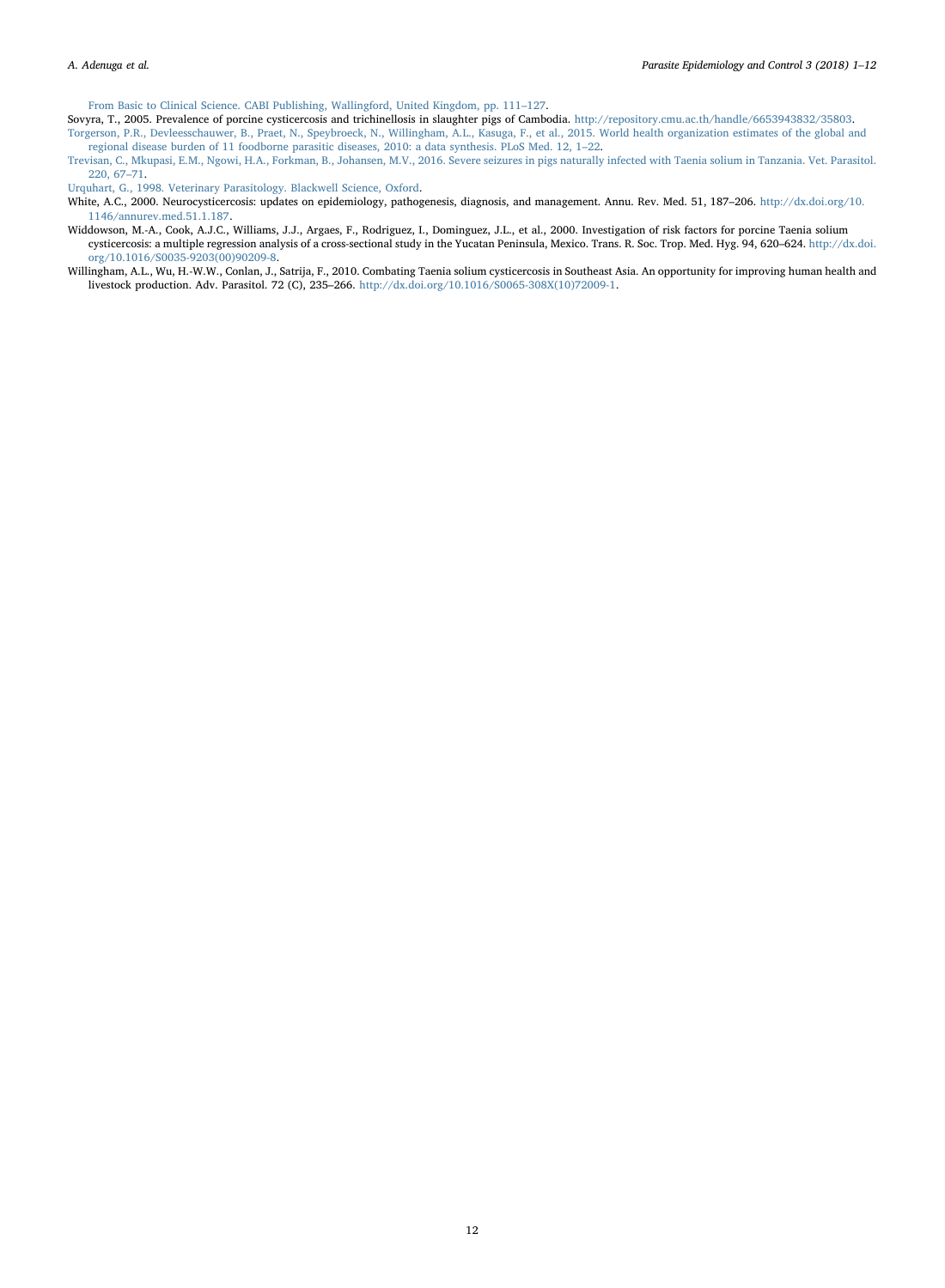From Basic to Clinical Science. CABI Publishing, Wallingford, United Kingdom, pp. 111–127.

Sovyra, T., 2005. Prevalence of porcine cysticercosis and trichinellosis in slaughter pigs of Cambodia. http://repository.cmu.ac.th/handle/6653943832/35803.

Torgerson, P.R., Devleesschauwer, B., Praet, N., Speybroeck, N., Willingham, A.L., Kasuga, F., et al., 2015. World health organization estimates of the global and regional disease burden of 11 foodborne parasitic diseases, 2010: a data synthesis. PLoS Med. 12, 1–22.

Trevisan, C., Mkupasi, E.M., Ngowi, H.A., Forkman, B., Johansen, M.V., 2016. Severe seizures in pigs naturally infected with Taenia solium in Tanzania. Vet. Parasitol. 220, 67–71.

Urquhart, G., 1998. Veterinary Parasitology. Blackwell Science, Oxford.

White, A.C., 2000. Neurocysticercosis: updates on epidemiology, pathogenesis, diagnosis, and management. Annu. Rev. Med. 51, 187–206. http://dx.doi.org/10.1146/annurev.med.51.1.187.

Widdowson, M.-A., Cook, A.J.C., Williams, J.J., Argaes, F., Rodriguez, I., Dominguez, J.L., et al., 2000. Investigation of risk factors for porcine Taenia solium cysticercosis: a multiple regression analysis of a cross-sectional study in the Yucatan Peninsula, Mexico. Trans. R. Soc. Trop. Med. Hyg. 94, 620–624. http://dx.doi.org/10.1016/S0035-9203(00)90209-8.

Willingham, A.L., Wu, H.-W.W., Conlan, J., Satrija, F., 2010. Combating Taenia solium cysticercosis in Southeast Asia. An opportunity for improving human health and livestock production. Adv. Parasitol. 72 (C), 235–266. http://dx.doi.org/10.1016/S0065-308X(10)72009-1.